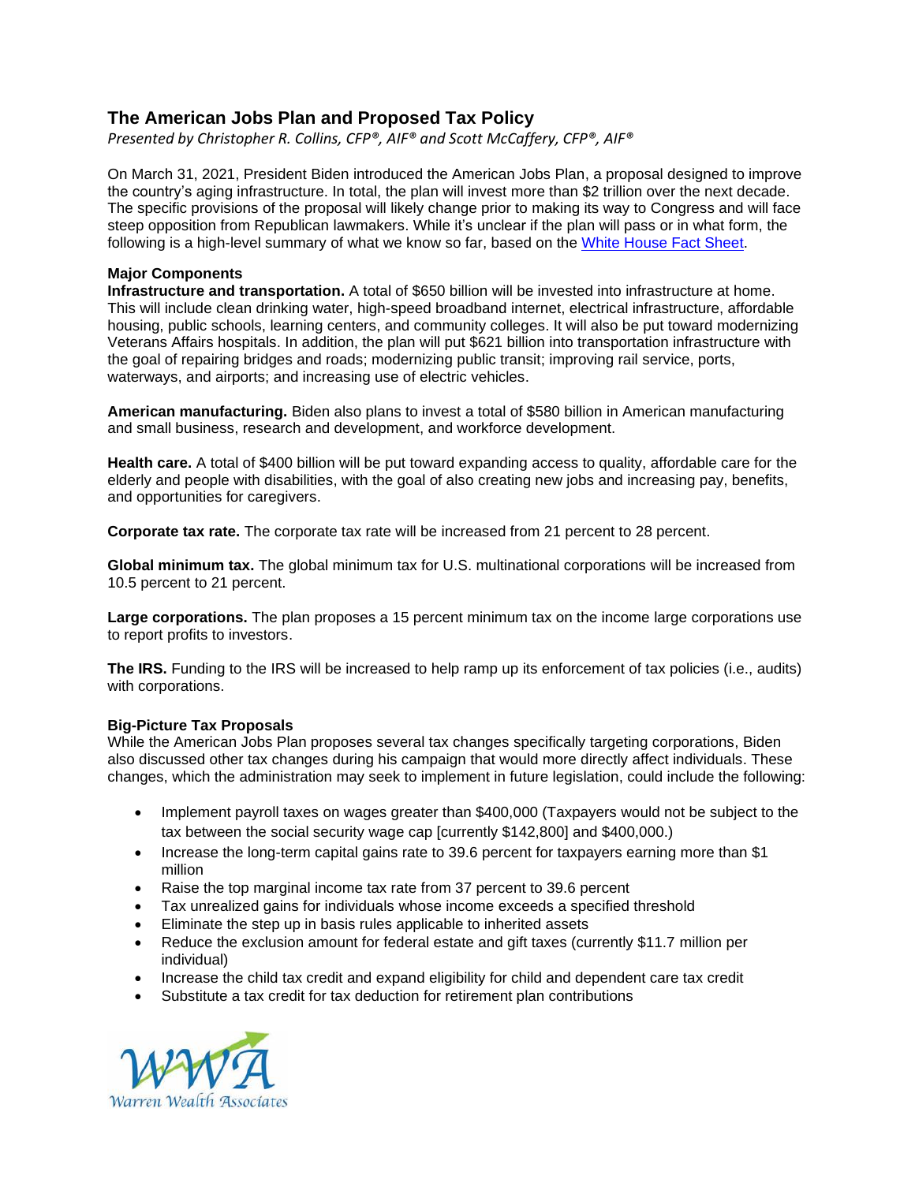# The American Jobs Plan and Proposed Tax Policy

*Presented by Christopher R. Collins, CFP®, AIF® and Scott McCaffery, CFP®, AIF®*

On March 31, 2021, President Biden introduced the American Jobs Plan, a proposal designed to improve the country's aging infrastructure. In total, the plan will invest more than $2 trillion over the next decade. The specific provisions of the proposal will likely change prior to making its way to Congress and will face steep opposition from Republican lawmakers. While it's unclear if the plan will pass or in what form, the following is a high-level summary of what we know so far, based on the [White House Fact Sheet](White House Fact Sheet).

### Major Components

**Infrastructure and transportation.** A total of $650 billion will be invested into infrastructure at home. This will include clean drinking water, high-speed broadband internet, electrical infrastructure, affordable housing, public schools, learning centers, and community colleges. It will also be put toward modernizing Veterans Affairs hospitals. In addition, the plan will put $621 billion into transportation infrastructure with the goal of repairing bridges and roads; modernizing public transit; improving rail service, ports, waterways, and airports; and increasing use of electric vehicles.

**American manufacturing.** Biden also plans to invest a total of $580 billion in American manufacturing and small business, research and development, and workforce development.

**Health care.** A total of $400 billion will be put toward expanding access to quality, affordable care for the elderly and people with disabilities, with the goal of also creating new jobs and increasing pay, benefits, and opportunities for caregivers.

**Corporate tax rate.** The corporate tax rate will be increased from 21 percent to 28 percent.

**Global minimum tax.** The global minimum tax for U.S. multinational corporations will be increased from 10.5 percent to 21 percent.

**Large corporations.** The plan proposes a 15 percent minimum tax on the income large corporations use to report profits to investors.

**The IRS.** Funding to the IRS will be increased to help ramp up its enforcement of tax policies (i.e., audits) with corporations.

### Big-Picture Tax Proposals

While the American Jobs Plan proposes several tax changes specifically targeting corporations, Biden also discussed other tax changes during his campaign that would more directly affect individuals. These changes, which the administration may seek to implement in future legislation, could include the following:

- Implement payroll taxes on wages greater than $400,000 (Taxpayers would not be subject to the tax between the social security wage cap [currently $142,800] and $400,000.)
- Increase the long-term capital gains rate to 39.6 percent for taxpayers earning more than $1 million
- Raise the top marginal income tax rate from 37 percent to 39.6 percent
- Tax unrealized gains for individuals whose income exceeds a specified threshold
- Eliminate the step up in basis rules applicable to inherited assets
- Reduce the exclusion amount for federal estate and gift taxes (currently $11.7 million per individual)
- Increase the child tax credit and expand eligibility for child and dependent care tax credit
- Substitute a tax credit for tax deduction for retirement plan contributions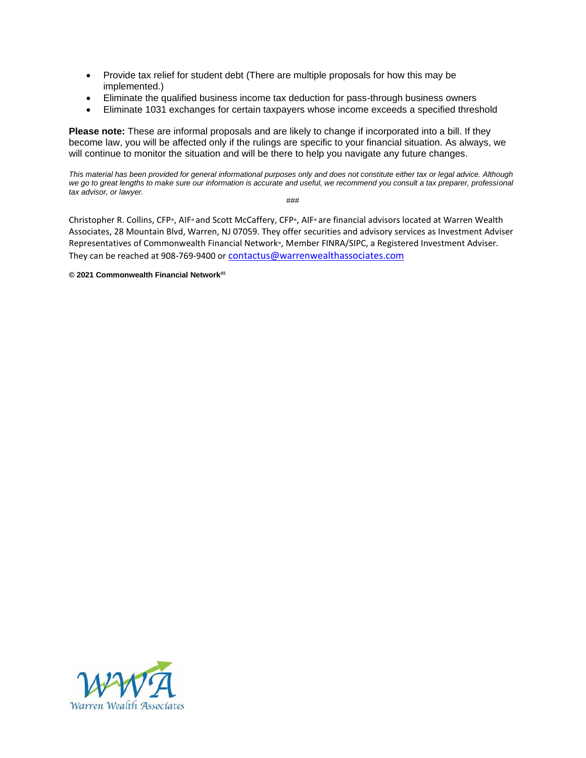- Provide tax relief for student debt (There are multiple proposals for how this may be implemented.)
- Eliminate the qualified business income tax deduction for pass-through business owners
- Eliminate 1031 exchanges for certain taxpayers whose income exceeds a specified threshold

**Please note:** These are informal proposals and are likely to change if incorporated into a bill. If they become law, you will be affected only if the rulings are specific to your financial situation. As always, we will continue to monitor the situation and will be there to help you navigate any future changes.

*This material has been provided for general informational purposes only and does not constitute either tax or legal advice. Although we go to great lengths to make sure our information is accurate and useful, we recommend you consult a tax preparer, professional tax advisor, or lawyer.*

###

Christopher R. Collins, CFP®, AIF® and Scott McCaffery, CFP®, AIF® are financial advisors located at Warren Wealth Associates, 28 Mountain Blvd, Warren, NJ 07059. They offer securities and advisory services as Investment Adviser Representatives of Commonwealth Financial Network®, Member FINRA/SIPC, a Registered Investment Adviser. They can be reached at 908-769-9400 or contactus@warrenwealthassociates.com

**© 2021 Commonwealth Financial Network®**

WWA
Warren Wealth Associates